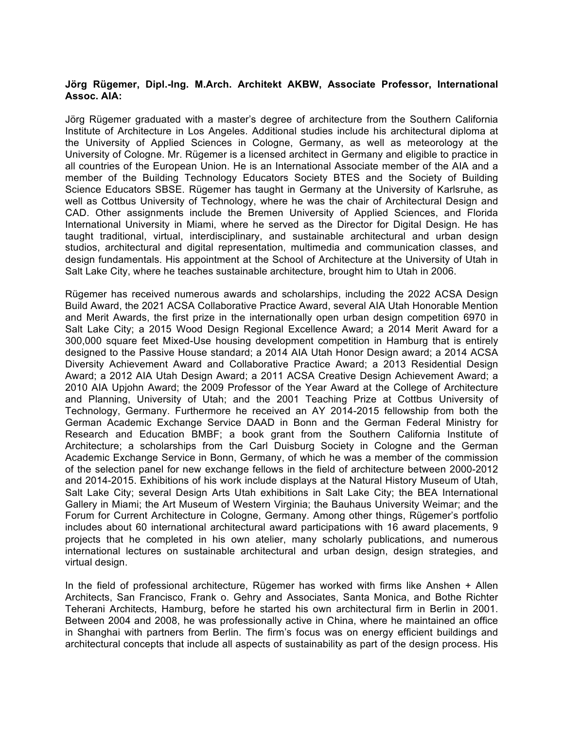**Jörg Rügemer, Dipl.-Ing. M.Arch. Architekt AKBW, Associate Professor, International Assoc. AIA:**

Jörg Rügemer graduated with a master's degree of architecture from the Southern California Institute of Architecture in Los Angeles. Additional studies include his architectural diploma at the University of Applied Sciences in Cologne, Germany, as well as meteorology at the University of Cologne. Mr. Rügemer is a licensed architect in Germany and eligible to practice in all countries of the European Union. He is an International Associate member of the AIA and a member of the Building Technology Educators Society BTES and the Society of Building Science Educators SBSE. Rügemer has taught in Germany at the University of Karlsruhe, as well as Cottbus University of Technology, where he was the chair of Architectural Design and CAD. Other assignments include the Bremen University of Applied Sciences, and Florida International University in Miami, where he served as the Director for Digital Design. He has taught traditional, virtual, interdisciplinary, and sustainable architectural and urban design studios, architectural and digital representation, multimedia and communication classes, and design fundamentals. His appointment at the School of Architecture at the University of Utah in Salt Lake City, where he teaches sustainable architecture, brought him to Utah in 2006.

Rügemer has received numerous awards and scholarships, including the 2022 ACSA Design Build Award, the 2021 ACSA Collaborative Practice Award, several AIA Utah Honorable Mention and Merit Awards, the first prize in the internationally open urban design competition 6970 in Salt Lake City; a 2015 Wood Design Regional Excellence Award; a 2014 Merit Award for a 300,000 square feet Mixed-Use housing development competition in Hamburg that is entirely designed to the Passive House standard; a 2014 AIA Utah Honor Design award; a 2014 ACSA Diversity Achievement Award and Collaborative Practice Award; a 2013 Residential Design Award; a 2012 AIA Utah Design Award; a 2011 ACSA Creative Design Achievement Award; a 2010 AIA Upjohn Award; the 2009 Professor of the Year Award at the College of Architecture and Planning, University of Utah; and the 2001 Teaching Prize at Cottbus University of Technology, Germany. Furthermore he received an AY 2014-2015 fellowship from both the German Academic Exchange Service DAAD in Bonn and the German Federal Ministry for Research and Education BMBF; a book grant from the Southern California Institute of Architecture; a scholarships from the Carl Duisburg Society in Cologne and the German Academic Exchange Service in Bonn, Germany, of which he was a member of the commission of the selection panel for new exchange fellows in the field of architecture between 2000-2012 and 2014-2015. Exhibitions of his work include displays at the Natural History Museum of Utah, Salt Lake City; several Design Arts Utah exhibitions in Salt Lake City; the BEA International Gallery in Miami; the Art Museum of Western Virginia; the Bauhaus University Weimar; and the Forum for Current Architecture in Cologne, Germany. Among other things, Rügemer's portfolio includes about 60 international architectural award participations with 16 award placements, 9 projects that he completed in his own atelier, many scholarly publications, and numerous international lectures on sustainable architectural and urban design, design strategies, and virtual design.

In the field of professional architecture, Rügemer has worked with firms like Anshen + Allen Architects, San Francisco, Frank o. Gehry and Associates, Santa Monica, and Bothe Richter Teherani Architects, Hamburg, before he started his own architectural firm in Berlin in 2001. Between 2004 and 2008, he was professionally active in China, where he maintained an office in Shanghai with partners from Berlin. The firm's focus was on energy efficient buildings and architectural concepts that include all aspects of sustainability as part of the design process. His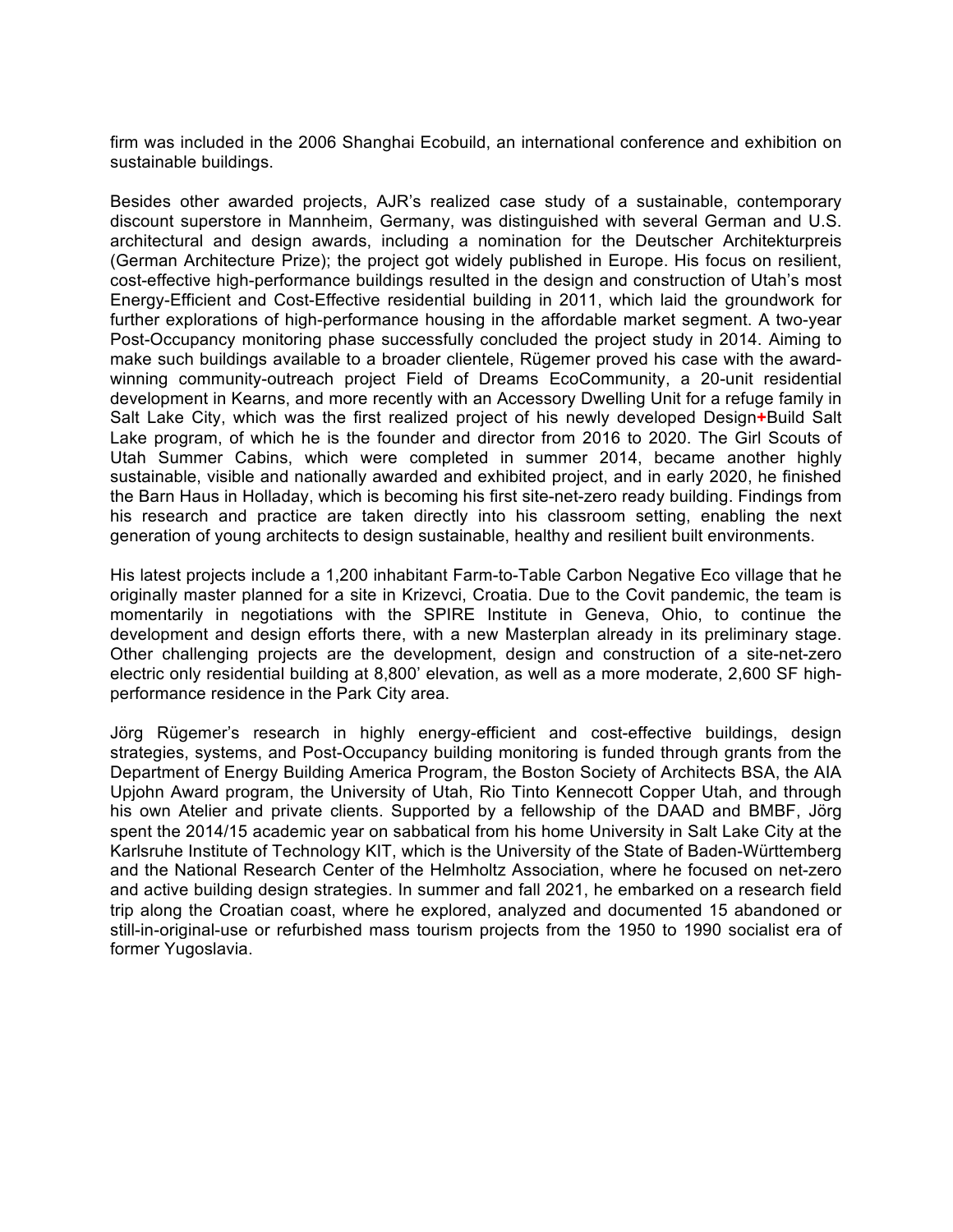firm was included in the 2006 Shanghai Ecobuild, an international conference and exhibition on sustainable buildings.

Besides other awarded projects, AJR's realized case study of a sustainable, contemporary discount superstore in Mannheim, Germany, was distinguished with several German and U.S. architectural and design awards, including a nomination for the Deutscher Architekturpreis (German Architecture Prize); the project got widely published in Europe. His focus on resilient, cost-effective high-performance buildings resulted in the design and construction of Utah's most Energy-Efficient and Cost-Effective residential building in 2011, which laid the groundwork for further explorations of high-performance housing in the affordable market segment. A two-year Post-Occupancy monitoring phase successfully concluded the project study in 2014. Aiming to make such buildings available to a broader clientele, Rügemer proved his case with the award-winning community-outreach project Field of Dreams EcoCommunity, a 20-unit residential development in Kearns, and more recently with an Accessory Dwelling Unit for a refuge family in Salt Lake City, which was the first realized project of his newly developed Design+Build Salt Lake program, of which he is the founder and director from 2016 to 2020. The Girl Scouts of Utah Summer Cabins, which were completed in summer 2014, became another highly sustainable, visible and nationally awarded and exhibited project, and in early 2020, he finished the Barn Haus in Holladay, which is becoming his first site-net-zero ready building. Findings from his research and practice are taken directly into his classroom setting, enabling the next generation of young architects to design sustainable, healthy and resilient built environments.

His latest projects include a 1,200 inhabitant Farm-to-Table Carbon Negative Eco village that he originally master planned for a site in Krizevci, Croatia. Due to the Covit pandemic, the team is momentarily in negotiations with the SPIRE Institute in Geneva, Ohio, to continue the development and design efforts there, with a new Masterplan already in its preliminary stage. Other challenging projects are the development, design and construction of a site-net-zero electric only residential building at 8,800' elevation, as well as a more moderate, 2,600 SF high-performance residence in the Park City area.

Jörg Rügemer's research in highly energy-efficient and cost-effective buildings, design strategies, systems, and Post-Occupancy building monitoring is funded through grants from the Department of Energy Building America Program, the Boston Society of Architects BSA, the AIA Upjohn Award program, the University of Utah, Rio Tinto Kennecott Copper Utah, and through his own Atelier and private clients. Supported by a fellowship of the DAAD and BMBF, Jörg spent the 2014/15 academic year on sabbatical from his home University in Salt Lake City at the Karlsruhe Institute of Technology KIT, which is the University of the State of Baden-Württemberg and the National Research Center of the Helmholtz Association, where he focused on net-zero and active building design strategies. In summer and fall 2021, he embarked on a research field trip along the Croatian coast, where he explored, analyzed and documented 15 abandoned or still-in-original-use or refurbished mass tourism projects from the 1950 to 1990 socialist era of former Yugoslavia.